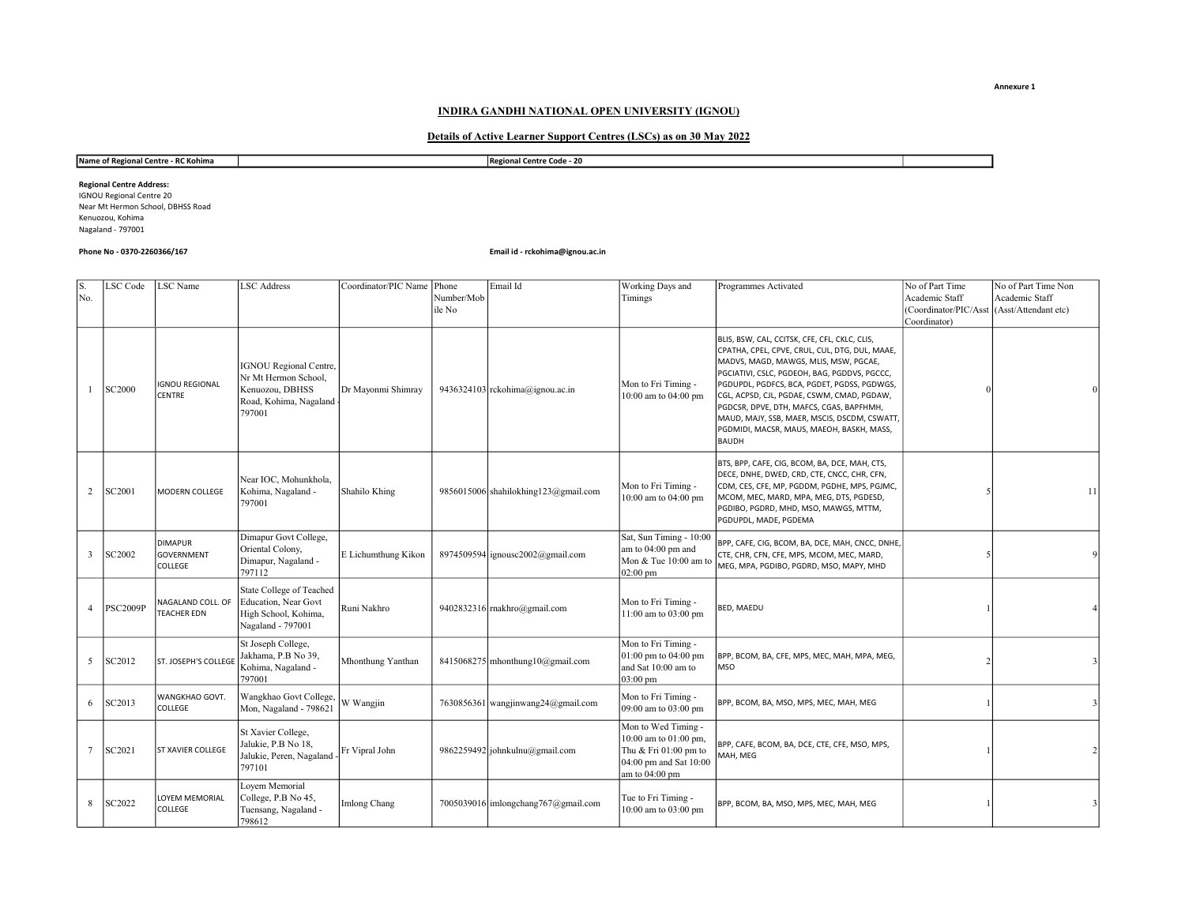Annexure 1

## INDIRA GANDHI NATIONAL OPEN UNIVERSITY (IGNOU)

### Details of Active Learner Support Centres (LSCs) as on 30 May 2022

| Name of Regional Centre - RC Kohima | | Regional Centre Code - 20 | |
|---|---|---|---|

**Regional Centre Address:**
IGNOU Regional Centre 20
Near Mt Hermon School, DBHSS Road
Kenuozou, Kohima
Nagaland - 797001

**Phone No - 0370-2260366/167** **Email id - rckohima@ignou.ac.in**

| S. No. | LSC Code | LSC Name | LSC Address | Coordinator/PIC Name | Phone Number/Mobile No | Email Id | Working Days and Timings | Programmes Activated | No of Part Time Academic Staff (Coordinator/PIC/Asst Coordinator) | No of Part Time Non Academic Staff (Asst/Attendant etc) |
|---|---|---|---|---|---|---|---|---|---|---|
| 1 | SC2000 | IGNOU REGIONAL CENTRE | IGNOU Regional Centre, Nr Mt Hermon School, Kenuozou, DBHSS Road, Kohima, Nagaland - 797001 | Dr Mayonmi Shimray | 9436324103 | rckohima@ignou.ac.in | Mon to Fri Timing - 10:00 am to 04:00 pm | BLIS, BSW, CAL, CCITSK, CFE, CFL, CKLC, CLIS, CPATHA, CPEL, CPVE, CRUL, CUL, DTG, DUL, MAAE, MADVS, MAGD, MAWGS, MLIS, MSW, PGCAE, PGCIATIVI, CSLC, PGDEOH, BAG, PGDDVS, PGCCC, PGDUPDL, PGDFCS, BCA, PGDET, PGDSS, PGDWGS, CGL, ACPSD, CJL, PGDAE, CSWM, CMAD, PGDAW, PGDCSR, DPVE, DTH, MAFCS, CGAS, BAPFHMH, MAUD, MAJY, SSB, MAER, MSCIS, DSCDM, CSWATT, PGDMIDI, MACSR, MAUS, MAEOH, BASKH, MASS, BAUDH | 0 | 0 |
| 2 | SC2001 | MODERN COLLEGE | Near IOC, Mohunkhola, Kohima, Nagaland - 797001 | Shahilo Khing | 9856015006 | shahilokhing123@gmail.com | Mon to Fri Timing - 10:00 am to 04:00 pm | BTS, BPP, CAFE, CIG, BCOM, BA, DCE, MAH, CTS, DECE, DNHE, DWED, CRD, CTE, CNCC, CHR, CFN, CDM, CES, CFE, MP, PGDDM, PGDHE, MPS, PGJMC, MCOM, MEC, MARD, MPA, MEG, DTS, PGDESD, PGDIBO, PGDRD, MHD, MSO, MAWGS, MTTM, PGDUPDL, MADE, PGDEMA | 5 | 11 |
| 3 | SC2002 | DIMAPUR GOVERNMENT COLLEGE | Dimapur Govt College, Oriental Colony, Dimapur, Nagaland - 797112 | E Lichumthung Kikon | 8974509594 | ignousc2002@gmail.com | Sat, Sun Timing - 10:00 am to 04:00 pm and Mon & Tue 10:00 am to 02:00 pm | BPP, CAFE, CIG, BCOM, BA, DCE, MAH, CNCC, DNHE, CTE, CHR, CFN, CFE, MPS, MCOM, MEC, MARD, MEG, MPA, PGDIBO, PGDRD, MSO, MAPY, MHD | 5 | 9 |
| 4 | PSC2009P | NAGALAND COLL. OF TEACHER EDN | State College of Teached Education, Near Govt High School, Kohima, Nagaland - 797001 | Runi Nakhro | 9402832316 | rnakhro@gmail.com | Mon to Fri Timing - 11:00 am to 03:00 pm | BED, MAEDU | 1 | 4 |
| 5 | SC2012 | ST. JOSEPH'S COLLEGE | St Joseph College, Jakhama, P.B No 39, Kohima, Nagaland - 797001 | Mhonthung Yanthan | 8415068275 | mhonthung10@gmail.com | Mon to Fri Timing - 01:00 pm to 04:00 pm and Sat 10:00 am to 03:00 pm | BPP, BCOM, BA, CFE, MPS, MEC, MAH, MPA, MEG, MSO | 2 | 3 |
| 6 | SC2013 | WANGKHAO GOVT. COLLEGE | Wangkhao Govt College, Mon, Nagaland - 798621 | W Wangjin | 7630856361 | wangjinwang24@gmail.com | Mon to Fri Timing - 09:00 am to 03:00 pm | BPP, BCOM, BA, MSO, MPS, MEC, MAH, MEG | 1 | 3 |
| 7 | SC2021 | ST XAVIER COLLEGE | St Xavier College, Jalukie, P.B No 18, Jalukie, Peren, Nagaland - 797101 | Fr Vipral John | 9862259492 | johnkulnu@gmail.com | Mon to Wed Timing - 10:00 am to 01:00 pm, Thu & Fri 01:00 pm to 04:00 pm and Sat 10:00 am to 04:00 pm | BPP, CAFE, BCOM, BA, DCE, CTE, CFE, MSO, MPS, MAH, MEG | 1 | 2 |
| 8 | SC2022 | LOYEM MEMORIAL COLLEGE | Loyem Memorial College, P.B No 45, Tuensang, Nagaland - 798612 | Imlong Chang | 7005039016 | imlongchang767@gmail.com | Tue to Fri Timing - 10:00 am to 03:00 pm | BPP, BCOM, BA, MSO, MPS, MEC, MAH, MEG | 1 | 3 |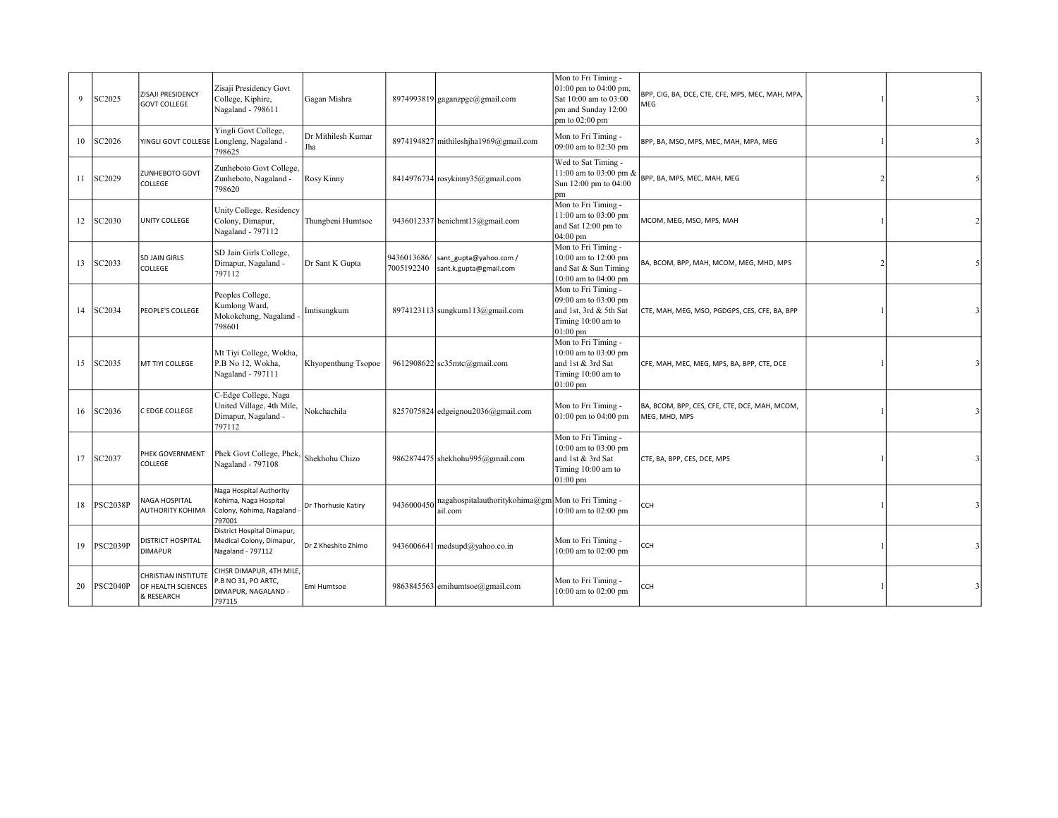| | | | | | | | | | | |
|---|---|---|---|---|---|---|---|---|---|---|
| 9 | SC2025 | ZISAJI PRESIDENCY GOVT COLLEGE | Zisaji Presidency Govt College, Kiphire, Nagaland - 798611 | Gagan Mishra | 8974993819 | gaganzpgc@gmail.com | Mon to Fri Timing - 01:00 pm to 04:00 pm, Sat 10:00 am to 03:00 pm and Sunday 12:00 pm to 02:00 pm | BPP, CIG, BA, DCE, CTE, CFE, MPS, MEC, MAH, MPA, MEG | 1 | 3 |
| 10 | SC2026 | YINGLI GOVT COLLEGE | Yingli Govt College, Longleng, Nagaland - 798625 | Dr Mithilesh Kumar Jha | 8974194827 | mithileshjha1969@gmail.com | Mon to Fri Timing - 09:00 am to 02:30 pm | BPP, BA, MSO, MPS, MEC, MAH, MPA, MEG | 1 | 3 |
| 11 | SC2029 | ZUNHEBOTO GOVT COLLEGE | Zunheboto Govt College, Zunheboto, Nagaland - 798620 | Rosy Kinny | 8414976734 | rosykinny35@gmail.com | Wed to Sat Timing - 11:00 am to 03:00 pm & Sun 12:00 pm to 04:00 pm | BPP, BA, MPS, MEC, MAH, MEG | 2 | 5 |
| 12 | SC2030 | UNITY COLLEGE | Unity College, Residency Colony, Dimapur, Nagaland - 797112 | Thungbeni Humtsoe | 9436012337 | benichmt13@gmail.com | Mon to Fri Timing - 11:00 am to 03:00 pm and Sat 12:00 pm to 04:00 pm | MCOM, MEG, MSO, MPS, MAH | 1 | 2 |
| 13 | SC2033 | SD JAIN GIRLS COLLEGE | SD Jain Girls College, Dimapur, Nagaland - 797112 | Dr Sant K Gupta | 9436013686/ 7005192240 | sant_gupta@yahoo.com / sant.k.gupta@gmail.com | Mon to Fri Timing - 10:00 am to 12:00 pm and Sat & Sun Timing 10:00 am to 04:00 pm | BA, BCOM, BPP, MAH, MCOM, MEG, MHD, MPS | 2 | 5 |
| 14 | SC2034 | PEOPLE'S COLLEGE | Peoples College, Kumlong Ward, Mokokchung, Nagaland - 798601 | Imtisungkum | 8974123113 | sungkum113@gmail.com | Mon to Fri Timing - 09:00 am to 03:00 pm and 1st, 3rd & 5th Sat Timing 10:00 am to 01:00 pm | CTE, MAH, MEG, MSO, PGDGPS, CES, CFE, BA, BPP | 1 | 3 |
| 15 | SC2035 | MT TIYI COLLEGE | Mt Tiyi College, Wokha, P.B No 12, Wokha, Nagaland - 797111 | Khyopenthung Tsopoe | 9612908622 | sc35mtc@gmail.com | Mon to Fri Timing - 10:00 am to 03:00 pm and 1st & 3rd Sat Timing 10:00 am to 01:00 pm | CFE, MAH, MEC, MEG, MPS, BA, BPP, CTE, DCE | 1 | 3 |
| 16 | SC2036 | C EDGE COLLEGE | C-Edge College, Naga United Village, 4th Mile, Dimapur, Nagaland - 797112 | Nokchachila | 8257075824 | edgeignou2036@gmail.com | Mon to Fri Timing - 01:00 pm to 04:00 pm | BA, BCOM, BPP, CES, CFE, CTE, DCE, MAH, MCOM, MEG, MHD, MPS | 1 | 3 |
| 17 | SC2037 | PHEK GOVERNMENT COLLEGE | Phek Govt College, Phek, Nagaland - 797108 | Shekhohu Chizo | 9862874475 | shekhohu995@gmail.com | Mon to Fri Timing - 10:00 am to 03:00 pm and 1st & 3rd Sat Timing 10:00 am to 01:00 pm | CTE, BA, BPP, CES, DCE, MPS | 1 | 3 |
| 18 | PSC2038P | NAGA HOSPITAL AUTHORITY KOHIMA | Naga Hospital Authority Kohima, Naga Hospital Colony, Kohima, Nagaland - 797001 | Dr Thorhusie Katiry | 9436000450 | nagahospitalauthoritykohima@gmail.com | Mon to Fri Timing - 10:00 am to 02:00 pm | CCH | 1 | 3 |
| 19 | PSC2039P | DISTRICT HOSPITAL DIMAPUR | District Hospital Dimapur, Medical Colony, Dimapur, Nagaland - 797112 | Dr Z Kheshito Zhimo | 9436006641 | medsupd@yahoo.co.in | Mon to Fri Timing - 10:00 am to 02:00 pm | CCH | 1 | 3 |
| 20 | PSC2040P | CHRISTIAN INSTITUTE OF HEALTH SCIENCES & RESEARCH | CIHSR DIMAPUR, 4TH MILE, P.B NO 31, PO ARTC, DIMAPUR, NAGALAND - 797115 | Emi Humtsoe | 9863845563 | emihumtsoe@gmail.com | Mon to Fri Timing - 10:00 am to 02:00 pm | CCH | 1 | 3 |